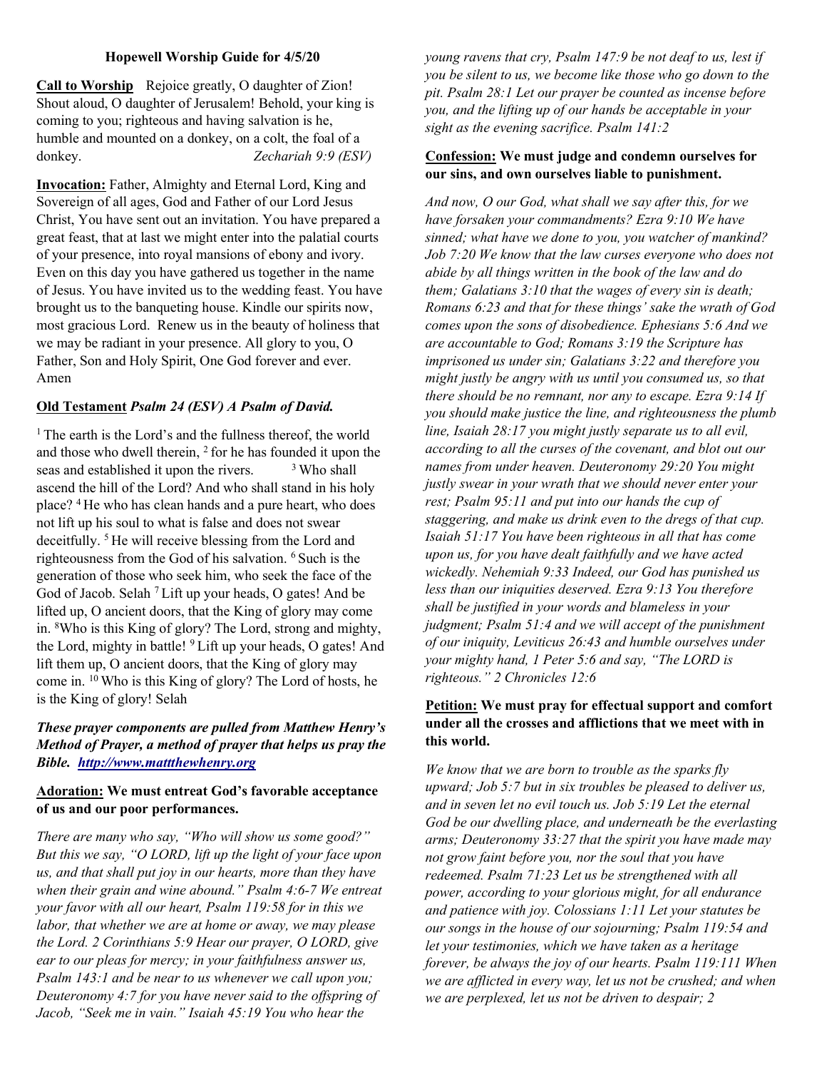**Hopewell Worship Guide for 4/5/20**

**Call to Worship** Rejoice greatly, O daughter of Zion! Shout aloud, O daughter of Jerusalem! Behold, your king is coming to you; righteous and having salvation is he, humble and mounted on a donkey, on a colt, the foal of a donkey. *Zechariah 9:9 (ESV)*

**Invocation:** Father, Almighty and Eternal Lord, King and Sovereign of all ages, God and Father of our Lord Jesus Christ, You have sent out an invitation. You have prepared a great feast, that at last we might enter into the palatial courts of your presence, into royal mansions of ebony and ivory. Even on this day you have gathered us together in the name of Jesus. You have invited us to the wedding feast. You have brought us to the banqueting house. Kindle our spirits now, most gracious Lord. Renew us in the beauty of holiness that we may be radiant in your presence. All glory to you, O Father, Son and Holy Spirit, One God forever and ever. Amen

**Old Testament** ***Psalm 24 (ESV) A Psalm of David.***

[1] The earth is the Lord's and the fullness thereof, the world and those who dwell therein, [2] for he has founded it upon the seas and established it upon the rivers. [3] Who shall ascend the hill of the Lord? And who shall stand in his holy place? [4] He who has clean hands and a pure heart, who does not lift up his soul to what is false and does not swear deceitfully. [5] He will receive blessing from the Lord and righteousness from the God of his salvation. [6] Such is the generation of those who seek him, who seek the face of the God of Jacob. Selah [7] Lift up your heads, O gates! And be lifted up, O ancient doors, that the King of glory may come in. [8]Who is this King of glory? The Lord, strong and mighty, the Lord, mighty in battle! [9] Lift up your heads, O gates! And lift them up, O ancient doors, that the King of glory may come in. [10] Who is this King of glory? The Lord of hosts, he is the King of glory! Selah

***These prayer components are pulled from Matthew Henry's Method of Prayer, a method of prayer that helps us pray the Bible. http://www.mattthewhenry.org***

**Adoration: We must entreat God's favorable acceptance of us and our poor performances.**

*There are many who say, "Who will show us some good?" But this we say, "O LORD, lift up the light of your face upon us, and that shall put joy in our hearts, more than they have when their grain and wine abound." Psalm 4:6-7 We entreat your favor with all our heart, Psalm 119:58 for in this we labor, that whether we are at home or away, we may please the Lord. 2 Corinthians 5:9 Hear our prayer, O LORD, give ear to our pleas for mercy; in your faithfulness answer us, Psalm 143:1 and be near to us whenever we call upon you; Deuteronomy 4:7 for you have never said to the offspring of Jacob, "Seek me in vain." Isaiah 45:19 You who hear the young ravens that cry, Psalm 147:9 be not deaf to us, lest if you be silent to us, we become like those who go down to the pit. Psalm 28:1 Let our prayer be counted as incense before you, and the lifting up of our hands be acceptable in your sight as the evening sacrifice. Psalm 141:2*

**Confession: We must judge and condemn ourselves for our sins, and own ourselves liable to punishment.**

*And now, O our God, what shall we say after this, for we have forsaken your commandments? Ezra 9:10 We have sinned; what have we done to you, you watcher of mankind? Job 7:20 We know that the law curses everyone who does not abide by all things written in the book of the law and do them; Galatians 3:10 that the wages of every sin is death; Romans 6:23 and that for these things' sake the wrath of God comes upon the sons of disobedience. Ephesians 5:6 And we are accountable to God; Romans 3:19 the Scripture has imprisoned us under sin; Galatians 3:22 and therefore you might justly be angry with us until you consumed us, so that there should be no remnant, nor any to escape. Ezra 9:14 If you should make justice the line, and righteousness the plumb line, Isaiah 28:17 you might justly separate us to all evil, according to all the curses of the covenant, and blot out our names from under heaven. Deuteronomy 29:20 You might justly swear in your wrath that we should never enter your rest; Psalm 95:11 and put into our hands the cup of staggering, and make us drink even to the dregs of that cup. Isaiah 51:17 You have been righteous in all that has come upon us, for you have dealt faithfully and we have acted wickedly. Nehemiah 9:33 Indeed, our God has punished us less than our iniquities deserved. Ezra 9:13 You therefore shall be justified in your words and blameless in your judgment; Psalm 51:4 and we will accept of the punishment of our iniquity, Leviticus 26:43 and humble ourselves under your mighty hand, 1 Peter 5:6 and say, "The LORD is righteous." 2 Chronicles 12:6*

**Petition: We must pray for effectual support and comfort under all the crosses and afflictions that we meet with in this world.**

*We know that we are born to trouble as the sparks fly upward; Job 5:7 but in six troubles be pleased to deliver us, and in seven let no evil touch us. Job 5:19 Let the eternal God be our dwelling place, and underneath be the everlasting arms; Deuteronomy 33:27 that the spirit you have made may not grow faint before you, nor the soul that you have redeemed. Psalm 71:23 Let us be strengthened with all power, according to your glorious might, for all endurance and patience with joy. Colossians 1:11 Let your statutes be our songs in the house of our sojourning; Psalm 119:54 and let your testimonies, which we have taken as a heritage forever, be always the joy of our hearts. Psalm 119:111 When we are afflicted in every way, let us not be crushed; and when we are perplexed, let us not be driven to despair; 2*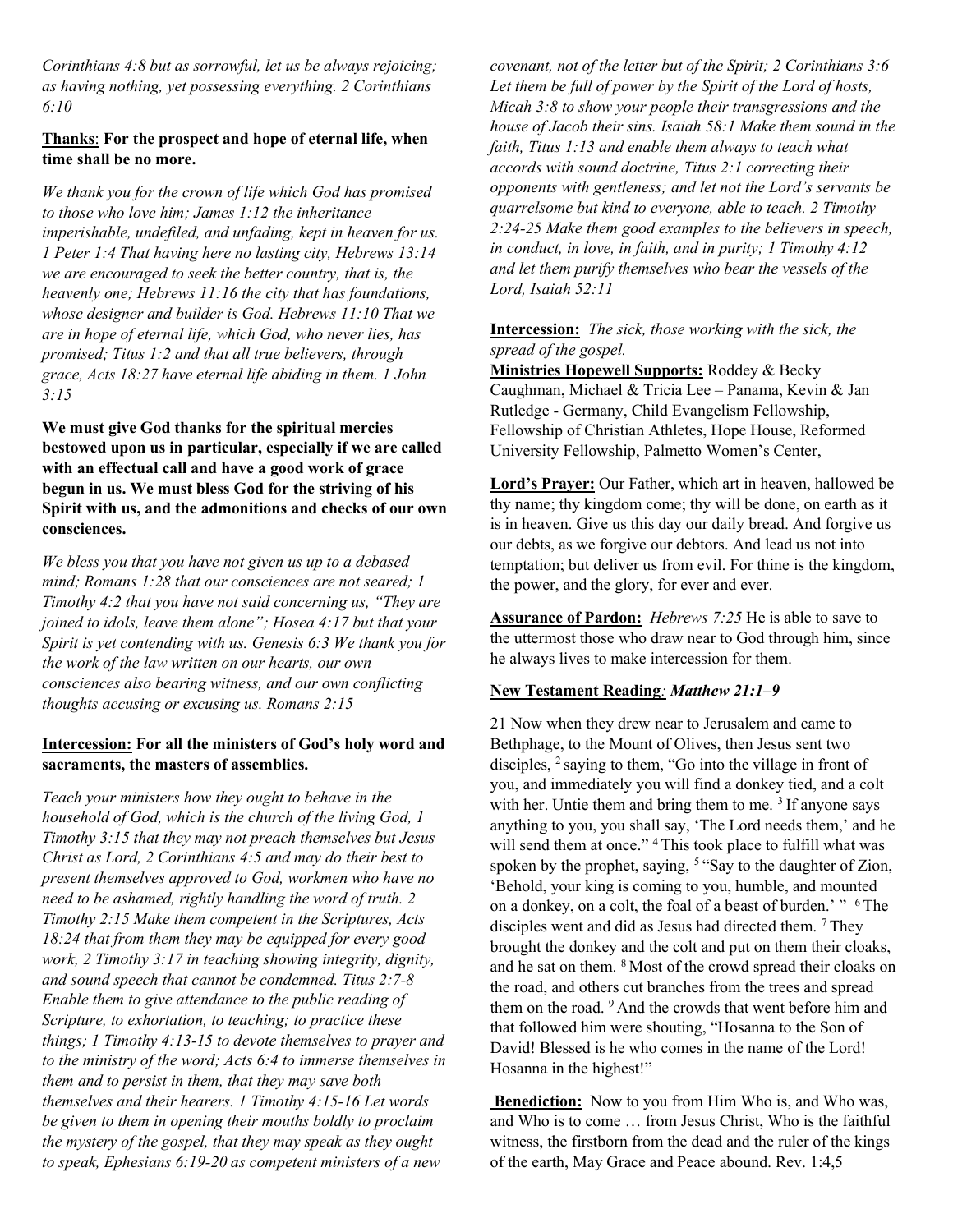*Corinthians 4:8 but as sorrowful, let us be always rejoicing; as having nothing, yet possessing everything. 2 Corinthians 6:10*

**Thanks**: **For the prospect and hope of eternal life, when time shall be no more.**

*We thank you for the crown of life which God has promised to those who love him; James 1:12 the inheritance imperishable, undefiled, and unfading, kept in heaven for us. 1 Peter 1:4 That having here no lasting city, Hebrews 13:14 we are encouraged to seek the better country, that is, the heavenly one; Hebrews 11:16 the city that has foundations, whose designer and builder is God. Hebrews 11:10 That we are in hope of eternal life, which God, who never lies, has promised; Titus 1:2 and that all true believers, through grace, Acts 18:27 have eternal life abiding in them. 1 John 3:15*

**We must give God thanks for the spiritual mercies bestowed upon us in particular, especially if we are called with an effectual call and have a good work of grace begun in us. We must bless God for the striving of his Spirit with us, and the admonitions and checks of our own consciences.**

*We bless you that you have not given us up to a debased mind; Romans 1:28 that our consciences are not seared; 1 Timothy 4:2 that you have not said concerning us, "They are joined to idols, leave them alone"; Hosea 4:17 but that your Spirit is yet contending with us. Genesis 6:3 We thank you for the work of the law written on our hearts, our own consciences also bearing witness, and our own conflicting thoughts accusing or excusing us. Romans 2:15*

**Intercession:** **For all the ministers of God's holy word and sacraments, the masters of assemblies.**

*Teach your ministers how they ought to behave in the household of God, which is the church of the living God, 1 Timothy 3:15 that they may not preach themselves but Jesus Christ as Lord, 2 Corinthians 4:5 and may do their best to present themselves approved to God, workmen who have no need to be ashamed, rightly handling the word of truth. 2 Timothy 2:15 Make them competent in the Scriptures, Acts 18:24 that from them they may be equipped for every good work, 2 Timothy 3:17 in teaching showing integrity, dignity, and sound speech that cannot be condemned. Titus 2:7-8 Enable them to give attendance to the public reading of Scripture, to exhortation, to teaching; to practice these things; 1 Timothy 4:13-15 to devote themselves to prayer and to the ministry of the word; Acts 6:4 to immerse themselves in them and to persist in them, that they may save both themselves and their hearers. 1 Timothy 4:15-16 Let words be given to them in opening their mouths boldly to proclaim the mystery of the gospel, that they may speak as they ought to speak, Ephesians 6:19-20 as competent ministers of a new covenant, not of the letter but of the Spirit; 2 Corinthians 3:6 Let them be full of power by the Spirit of the Lord of hosts, Micah 3:8 to show your people their transgressions and the house of Jacob their sins. Isaiah 58:1 Make them sound in the faith, Titus 1:13 and enable them always to teach what accords with sound doctrine, Titus 2:1 correcting their opponents with gentleness; and let not the Lord's servants be quarrelsome but kind to everyone, able to teach. 2 Timothy 2:24-25 Make them good examples to the believers in speech, in conduct, in love, in faith, and in purity; 1 Timothy 4:12 and let them purify themselves who bear the vessels of the Lord, Isaiah 52:11*

**Intercession:** *The sick, those working with the sick, the spread of the gospel.*

**Ministries Hopewell Supports:** Roddey & Becky Caughman, Michael & Tricia Lee – Panama, Kevin & Jan Rutledge - Germany, Child Evangelism Fellowship, Fellowship of Christian Athletes, Hope House, Reformed University Fellowship, Palmetto Women's Center,

**Lord's Prayer:** Our Father, which art in heaven, hallowed be thy name; thy kingdom come; thy will be done, on earth as it is in heaven. Give us this day our daily bread. And forgive us our debts, as we forgive our debtors. And lead us not into temptation; but deliver us from evil. For thine is the kingdom, the power, and the glory, for ever and ever.

**Assurance of Pardon:** *Hebrews 7:25* He is able to save to the uttermost those who draw near to God through him, since he always lives to make intercession for them.

**New Testament Reading***: Matthew 21:1–9*

21 Now when they drew near to Jerusalem and came to Bethphage, to the Mount of Olives, then Jesus sent two disciples, 2 saying to them, "Go into the village in front of you, and immediately you will find a donkey tied, and a colt with her. Untie them and bring them to me. 3 If anyone says anything to you, you shall say, 'The Lord needs them,' and he will send them at once." 4 This took place to fulfill what was spoken by the prophet, saying, 5 "Say to the daughter of Zion, 'Behold, your king is coming to you, humble, and mounted on a donkey, on a colt, the foal of a beast of burden.' " 6 The disciples went and did as Jesus had directed them. 7 They brought the donkey and the colt and put on them their cloaks, and he sat on them. 8 Most of the crowd spread their cloaks on the road, and others cut branches from the trees and spread them on the road. 9 And the crowds that went before him and that followed him were shouting, "Hosanna to the Son of David! Blessed is he who comes in the name of the Lord! Hosanna in the highest!"

**Benediction:** Now to you from Him Who is, and Who was, and Who is to come … from Jesus Christ, Who is the faithful witness, the firstborn from the dead and the ruler of the kings of the earth, May Grace and Peace abound. Rev. 1:4,5